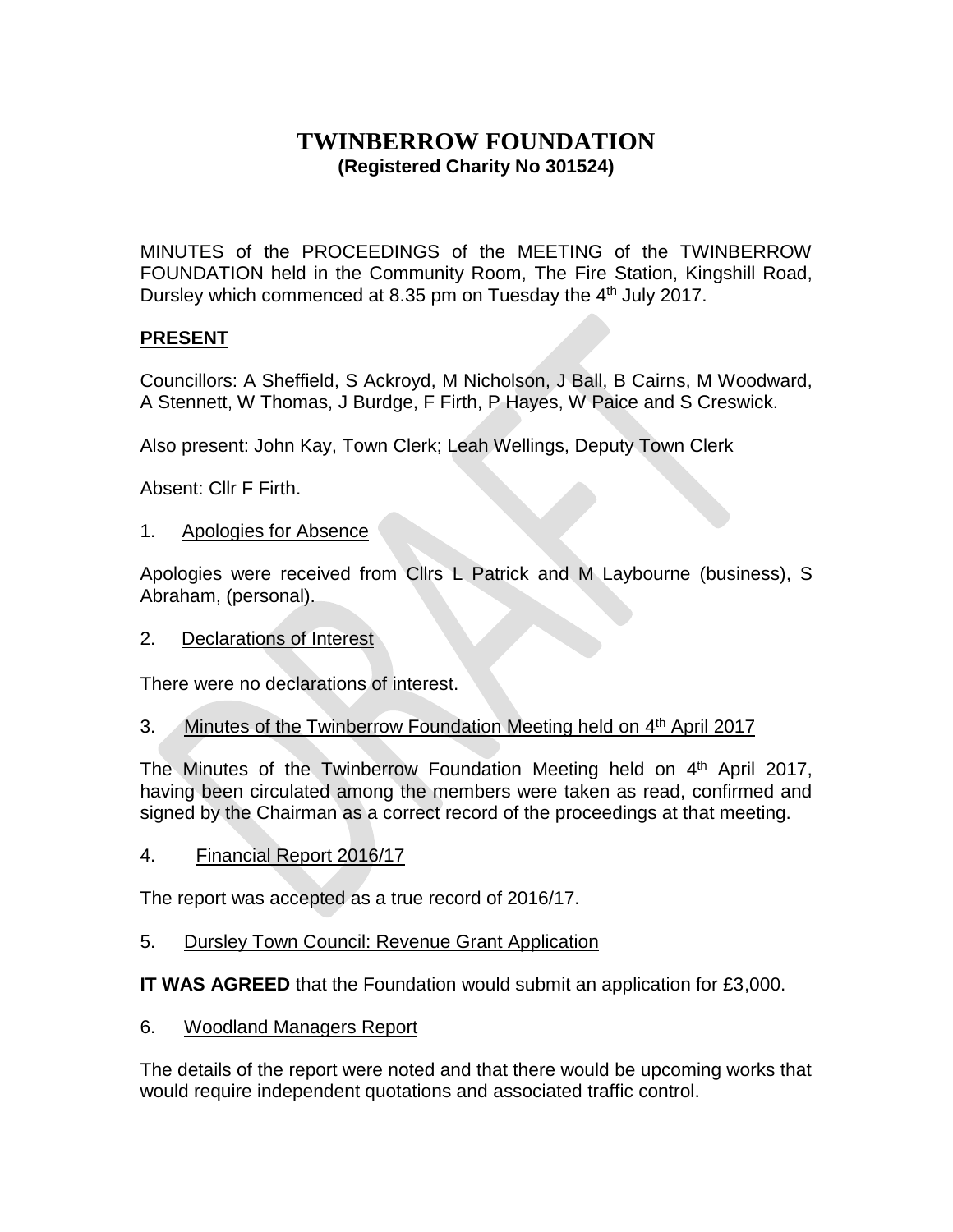# TWINBERROW FOUNDATION

**(Registered Charity No 301524)**

MINUTES of the PROCEEDINGS of the MEETING of the TWINBERROW FOUNDATION held in the Community Room, The Fire Station, Kingshill Road, Dursley which commenced at 8.35 pm on Tuesday the 4th July 2017.

## PRESENT

Councillors: A Sheffield, S Ackroyd, M Nicholson, J Ball, B Cairns, M Woodward, A Stennett, W Thomas, J Burdge, F Firth, P Hayes, W Paice and S Creswick.

Also present: John Kay, Town Clerk; Leah Wellings, Deputy Town Clerk

Absent: Cllr F Firth.

1. Apologies for Absence

Apologies were received from Cllrs L Patrick and M Laybourne (business), S Abraham, (personal).

2. Declarations of Interest

There were no declarations of interest.

3. Minutes of the Twinberrow Foundation Meeting held on 4th April 2017

The Minutes of the Twinberrow Foundation Meeting held on 4th April 2017, having been circulated among the members were taken as read, confirmed and signed by the Chairman as a correct record of the proceedings at that meeting.

4. Financial Report 2016/17

The report was accepted as a true record of 2016/17.

5. Dursley Town Council: Revenue Grant Application

**IT WAS AGREED** that the Foundation would submit an application for £3,000.

6. Woodland Managers Report

The details of the report were noted and that there would be upcoming works that would require independent quotations and associated traffic control.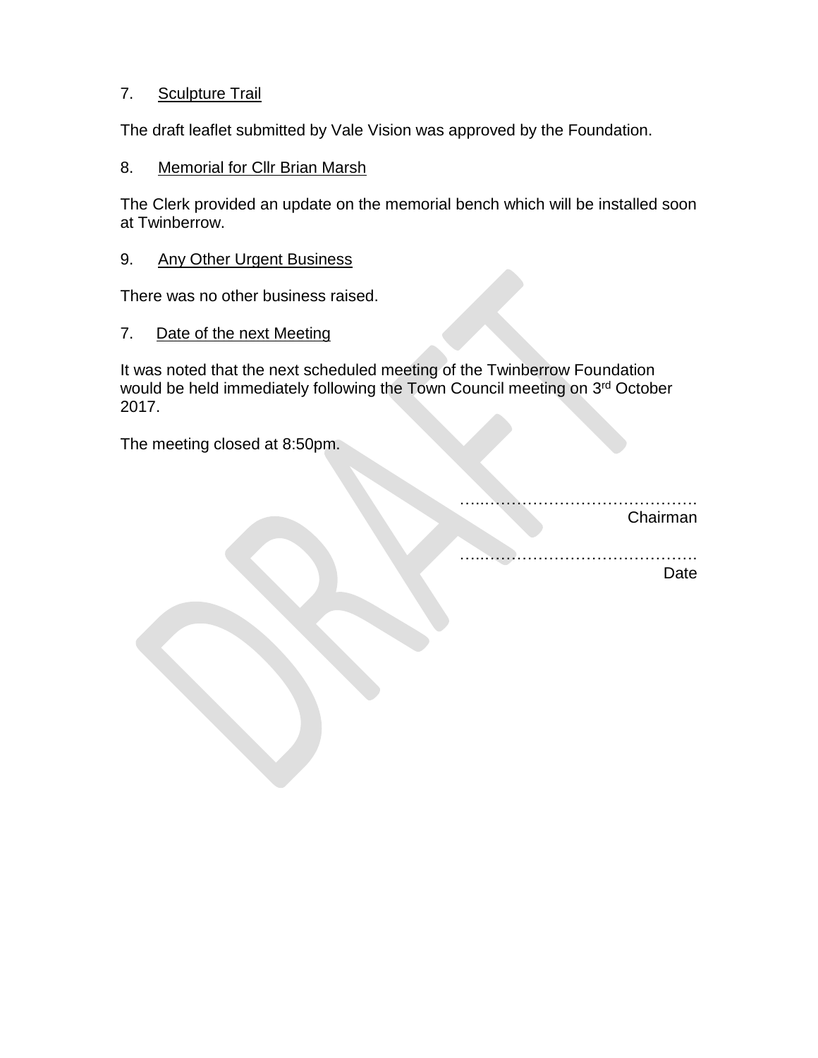7. Sculpture Trail

The draft leaflet submitted by Vale Vision was approved by the Foundation.

8. Memorial for Cllr Brian Marsh

The Clerk provided an update on the memorial bench which will be installed soon at Twinberrow.

9. Any Other Urgent Business

There was no other business raised.

7. Date of the next Meeting

It was noted that the next scheduled meeting of the Twinberrow Foundation would be held immediately following the Town Council meeting on 3rd October 2017.

The meeting closed at 8:50pm.

……………………………………
Chairman

……………………………………
Date